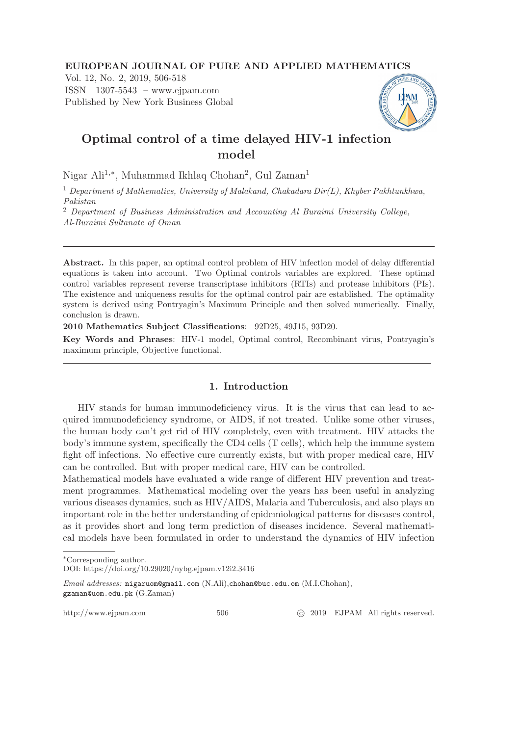**EUROPEAN JOURNAL OF PURE AND APPLIED MATHEMATICS**
Vol. 12, No. 2, 2019, 506-518
ISSN 1307-5543 – www.ejpam.com
Published by New York Business Global

# Optimal control of a time delayed HIV-1 infection model

Nigar Ali[1,*], Muhammad Ikhlaq Chohan[2], Gul Zaman[1]

[1] *Department of Mathematics, University of Malakand, Chakadara Dir(L), Khyber Pakhtunkhwa, Pakistan*

[2] *Department of Business Administration and Accounting Al Buraimi University College, Al-Buraimi Sultanate of Oman*

---

**Abstract.** In this paper, an optimal control problem of HIV infection model of delay differential equations is taken into account. Two Optimal controls variables are explored. These optimal control variables represent reverse transcriptase inhibitors (RTIs) and protease inhibitors (PIs). The existence and uniqueness results for the optimal control pair are established. The optimality system is derived using Pontryagin's Maximum Principle and then solved numerically. Finally, conclusion is drawn.

**2010 Mathematics Subject Classifications**: 92D25, 49J15, 93D20.

**Key Words and Phrases**: HIV-1 model, Optimal control, Recombinant virus, Pontryagin's maximum principle, Objective functional.

---

## 1. Introduction

HIV stands for human immunodeficiency virus. It is the virus that can lead to acquired immunodeficiency syndrome, or AIDS, if not treated. Unlike some other viruses, the human body can't get rid of HIV completely, even with treatment. HIV attacks the body's immune system, specifically the CD4 cells (T cells), which help the immune system fight off infections. No effective cure currently exists, but with proper medical care, HIV can be controlled. But with proper medical care, HIV can be controlled.

Mathematical models have evaluated a wide range of different HIV prevention and treatment programmes. Mathematical modeling over the years has been useful in analyzing various diseases dynamics, such as HIV/AIDS, Malaria and Tuberculosis, and also plays an important role in the better understanding of epidemiological patterns for diseases control, as it provides short and long term prediction of diseases incidence. Several mathematical models have been formulated in order to understand the dynamics of HIV infection

---

*Corresponding author.

DOI: https://doi.org/10.29020/nybg.ejpam.v12i2.3416

*Email addresses:* nigaruom@gmail.com (N.Ali), chohan@buc.edu.om (M.I.Chohan), gzaman@uom.edu.pk (G.Zaman)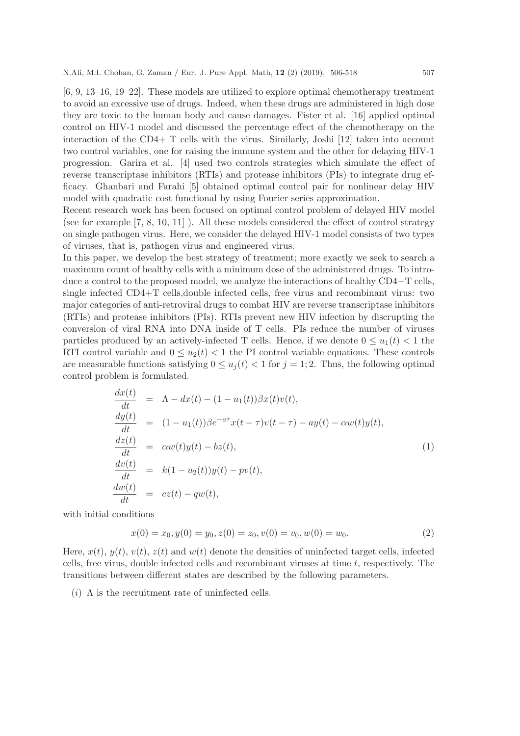[6, 9, 13–16, 19–22]. These models are utilized to explore optimal chemotherapy treatment to avoid an excessive use of drugs. Indeed, when these drugs are administered in high dose they are toxic to the human body and cause damages. Fister et al. [16] applied optimal control on HIV-1 model and discussed the percentage effect of the chemotherapy on the interaction of the CD4+ T cells with the virus. Similarly, Joshi [12] taken into account two control variables, one for raising the immune system and the other for delaying HIV-1 progression. Garira et al. [4] used two controls strategies which simulate the effect of reverse transcriptase inhibitors (RTIs) and protease inhibitors (PIs) to integrate drug efficacy. Ghanbari and Farahi [5] obtained optimal control pair for nonlinear delay HIV model with quadratic cost functional by using Fourier series approximation.

Recent research work has been focused on optimal control problem of delayed HIV model (see for example [7, 8, 10, 11] ). All these models considered the effect of control strategy on single pathogen virus. Here, we consider the delayed HIV-1 model consists of two types of viruses, that is, pathogen virus and engineered virus.

In this paper, we develop the best strategy of treatment; more exactly we seek to search a maximum count of healthy cells with a minimum dose of the administered drugs. To introduce a control to the proposed model, we analyze the interactions of healthy CD4+T cells, single infected CD4+T cells,double infected cells, free virus and recombinant virus: two major categories of anti-retroviral drugs to combat HIV are reverse transcriptase inhibitors (RTIs) and protease inhibitors (PIs). RTIs prevent new HIV infection by discrupting the conversion of viral RNA into DNA inside of T cells. PIs reduce the number of viruses particles produced by an actively-infected T cells. Hence, if we denote $0 \leq u_1(t) < 1$ the RTI control variable and $0 \leq u_2(t) < 1$ the PI control variable equations. These controls are measurable functions satisfying $0 \leq u_j(t) < 1$ for $j = 1; 2$. Thus, the following optimal control problem is formulated.

$$
\begin{aligned}
\frac{dx(t)}{dt} &= \Lambda - dx(t) - (1-u_1(t))\beta x(t)v(t), \\
\frac{dy(t)}{dt} &= (1-u_1(t))\beta e^{-a\tau}x(t-\tau)v(t-\tau) - ay(t) - \alpha w(t)y(t), \\
\frac{dz(t)}{dt} &= \alpha w(t)y(t) - bz(t), \\
\frac{dv(t)}{dt} &= k(1-u_2(t))y(t) - pv(t), \\
\frac{dw(t)}{dt} &= cz(t) - qw(t),
\end{aligned}
\tag{1}
$$

with initial conditions

$$
x(0) = x_0, y(0) = y_0, z(0) = z_0, v(0) = v_0, w(0) = w_0. \tag{2}
$$

Here, $x(t)$, $y(t)$, $v(t)$, $z(t)$ and $w(t)$ denote the densities of uninfected target cells, infected cells, free virus, double infected cells and recombinant viruses at time $t$, respectively. The transitions between different states are described by the following parameters.

(*i*) $\Lambda$ is the recruitment rate of uninfected cells.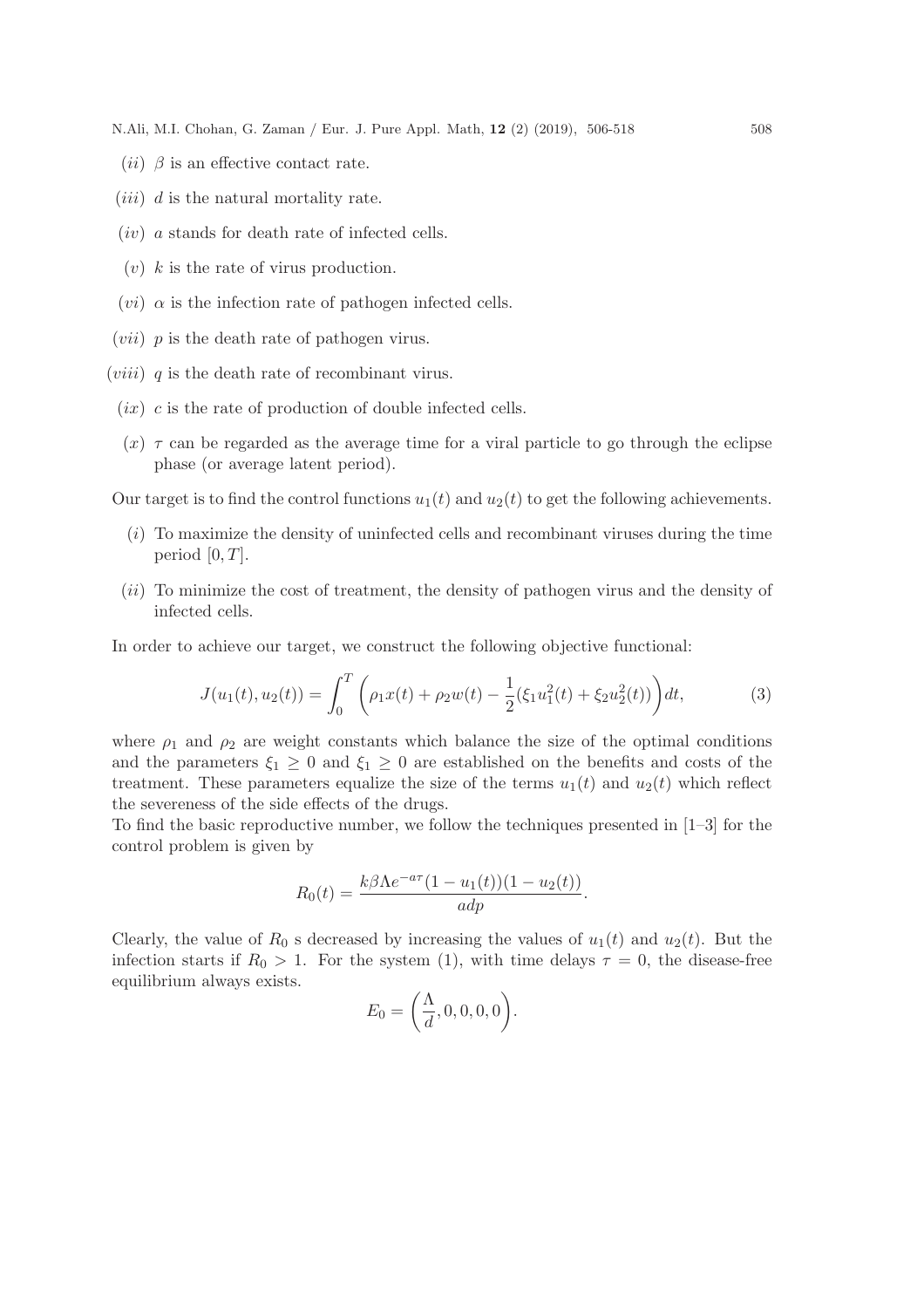- $(ii)$ $\beta$ is an effective contact rate.
- $(iii)$ $d$ is the natural mortality rate.
- $(iv)$ $a$ stands for death rate of infected cells.
- $(v)$ $k$ is the rate of virus production.
- $(vi)$ $\alpha$ is the infection rate of pathogen infected cells.
- $(vii)$ $p$ is the death rate of pathogen virus.
- $(viii)$ $q$ is the death rate of recombinant virus.
- $(ix)$ $c$ is the rate of production of double infected cells.
- $(x)$ $\tau$ can be regarded as the average time for a viral particle to go through the eclipse phase (or average latent period).

Our target is to find the control functions $u_1(t)$ and $u_2(t)$ to get the following achievements.

- $(i)$ To maximize the density of uninfected cells and recombinant viruses during the time period $[0, T]$.
- $(ii)$ To minimize the cost of treatment, the density of pathogen virus and the density of infected cells.

In order to achieve our target, we construct the following objective functional:

$$J(u_1(t), u_2(t)) = \int_0^T \left( \rho_1 x(t) + \rho_2 w(t) - \frac{1}{2}(\xi_1 u_1^2(t) + \xi_2 u_2^2(t)) \right) dt, \tag{3}$$

where $\rho_1$ and $\rho_2$ are weight constants which balance the size of the optimal conditions and the parameters $\xi_1 \geq 0$ and $\xi_1 \geq 0$ are established on the benefits and costs of the treatment. These parameters equalize the size of the terms $u_1(t)$ and $u_2(t)$ which reflect the severeness of the side effects of the drugs.
To find the basic reproductive number, we follow the techniques presented in [1–3] for the control problem is given by

$$R_0(t) = \frac{k\beta\Lambda e^{-a\tau}(1 - u_1(t))(1 - u_2(t))}{adp}.$$

Clearly, the value of $R_0$ s decreased by increasing the values of $u_1(t)$ and $u_2(t)$. But the infection starts if $R_0 > 1$. For the system (1), with time delays $\tau = 0$, the disease-free equilibrium always exists.

$$E_0 = \left(\frac{\Lambda}{d}, 0, 0, 0, 0\right).$$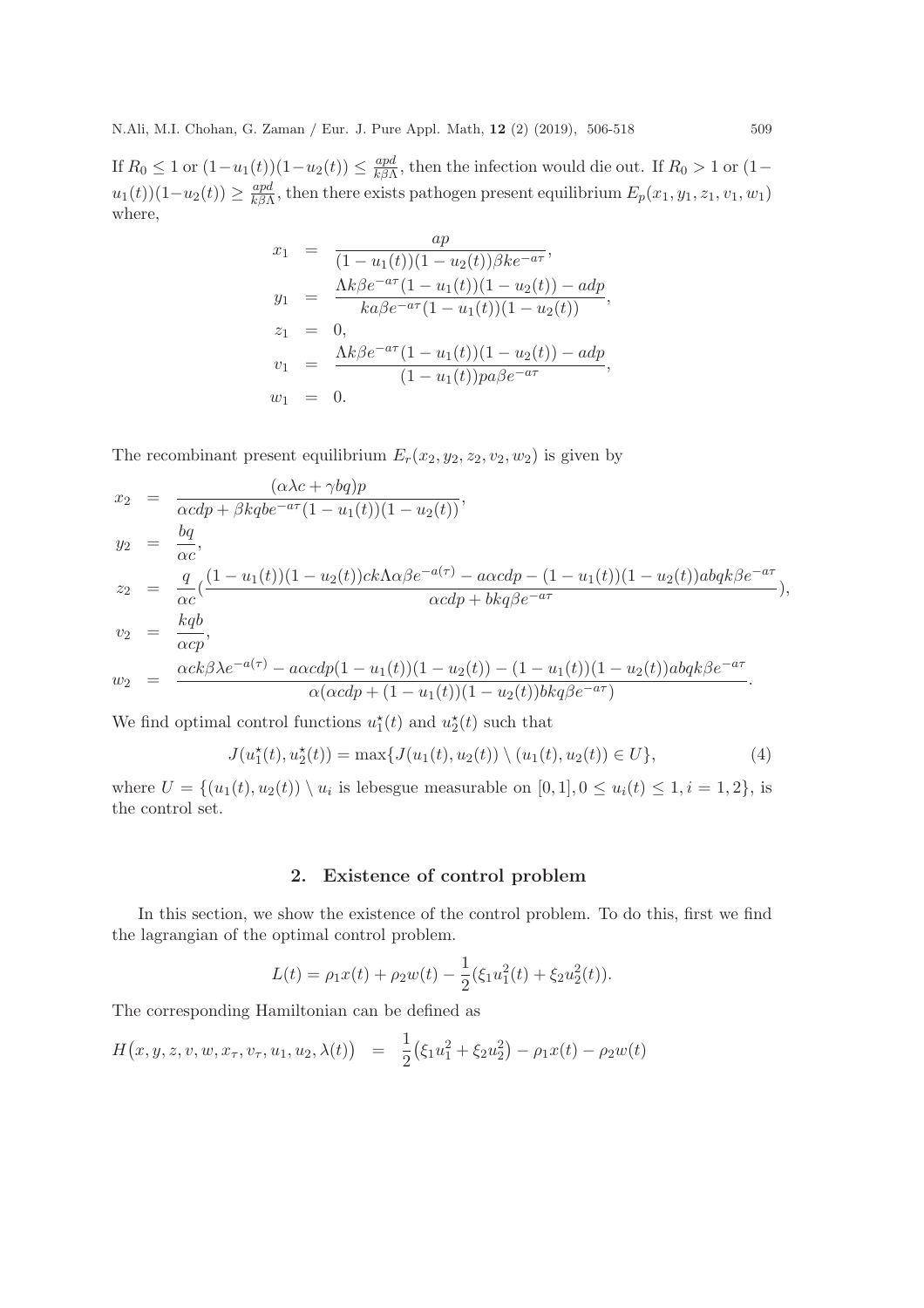If $R_0 \leq 1$ or $(1-u_1(t))(1-u_2(t)) \leq \frac{apd}{k\beta\Lambda}$, then the infection would die out. If $R_0 > 1$ or $(1-u_1(t))(1-u_2(t)) \geq \frac{apd}{k\beta\Lambda}$, then there exists pathogen present equilibrium $E_p(x_1, y_1, z_1, v_1, w_1)$ where,

$$
\begin{aligned}
x_1 &= \frac{ap}{(1-u_1(t))(1-u_2(t))\beta k e^{-a\tau}}, \\
y_1 &= \frac{\Lambda k \beta e^{-a\tau}(1-u_1(t))(1-u_2(t)) - adp}{ka\beta e^{-a\tau}(1-u_1(t))(1-u_2(t))}, \\
z_1 &= 0, \\
v_1 &= \frac{\Lambda k \beta e^{-a\tau}(1-u_1(t))(1-u_2(t)) - adp}{(1-u_1(t))pa\beta e^{-a\tau}}, \\
w_1 &= 0.
\end{aligned}
$$

The recombinant present equilibrium $E_r(x_2, y_2, z_2, v_2, w_2)$ is given by

$$
\begin{aligned}
x_2 &= \frac{(\alpha\lambda c + \gamma bq)p}{\alpha cdp + \beta kqbe^{-a\tau}(1-u_1(t))(1-u_2(t))}, \\
y_2 &= \frac{bq}{\alpha c}, \\
z_2 &= \frac{q}{\alpha c}\left(\frac{(1-u_1(t))(1-u_2(t))ck\Lambda\alpha\beta e^{-a(\tau)} - a\alpha cdp - (1-u_1(t))(1-u_2(t))abqk\beta e^{-a\tau}}{\alpha cdp + bkq\beta e^{-a\tau}}\right), \\
v_2 &= \frac{kqb}{\alpha cp}, \\
w_2 &= \frac{\alpha ck\beta\lambda e^{-a(\tau)} - a\alpha cdp(1-u_1(t))(1-u_2(t)) - (1-u_1(t))(1-u_2(t))abqk\beta e^{-a\tau}}{\alpha(\alpha cdp + (1-u_1(t))(1-u_2(t))bkq\beta e^{-a\tau})}.
\end{aligned}
$$

We find optimal control functions $u_1^\star(t)$ and $u_2^\star(t)$ such that

$$
J(u_1^\star(t), u_2^\star(t)) = \max\{J(u_1(t), u_2(t)) \setminus (u_1(t), u_2(t)) \in U\}, \tag{4}
$$

where $U = \{(u_1(t), u_2(t)) \setminus u_i$ is lebesgue measurable on $[0, 1], 0 \leq u_i(t) \leq 1, i = 1, 2\}$, is the control set.

## 2. Existence of control problem

In this section, we show the existence of the control problem. To do this, first we find the lagrangian of the optimal control problem.

$$
L(t) = \rho_1 x(t) + \rho_2 w(t) - \frac{1}{2}(\xi_1 u_1^2(t) + \xi_2 u_2^2(t)).
$$

The corresponding Hamiltonian can be defined as

$$
H\big(x, y, z, v, w, x_\tau, v_\tau, u_1, u_2, \lambda(t)\big) = \frac{1}{2}\big(\xi_1 u_1^2 + \xi_2 u_2^2\big) - \rho_1 x(t) - \rho_2 w(t)
$$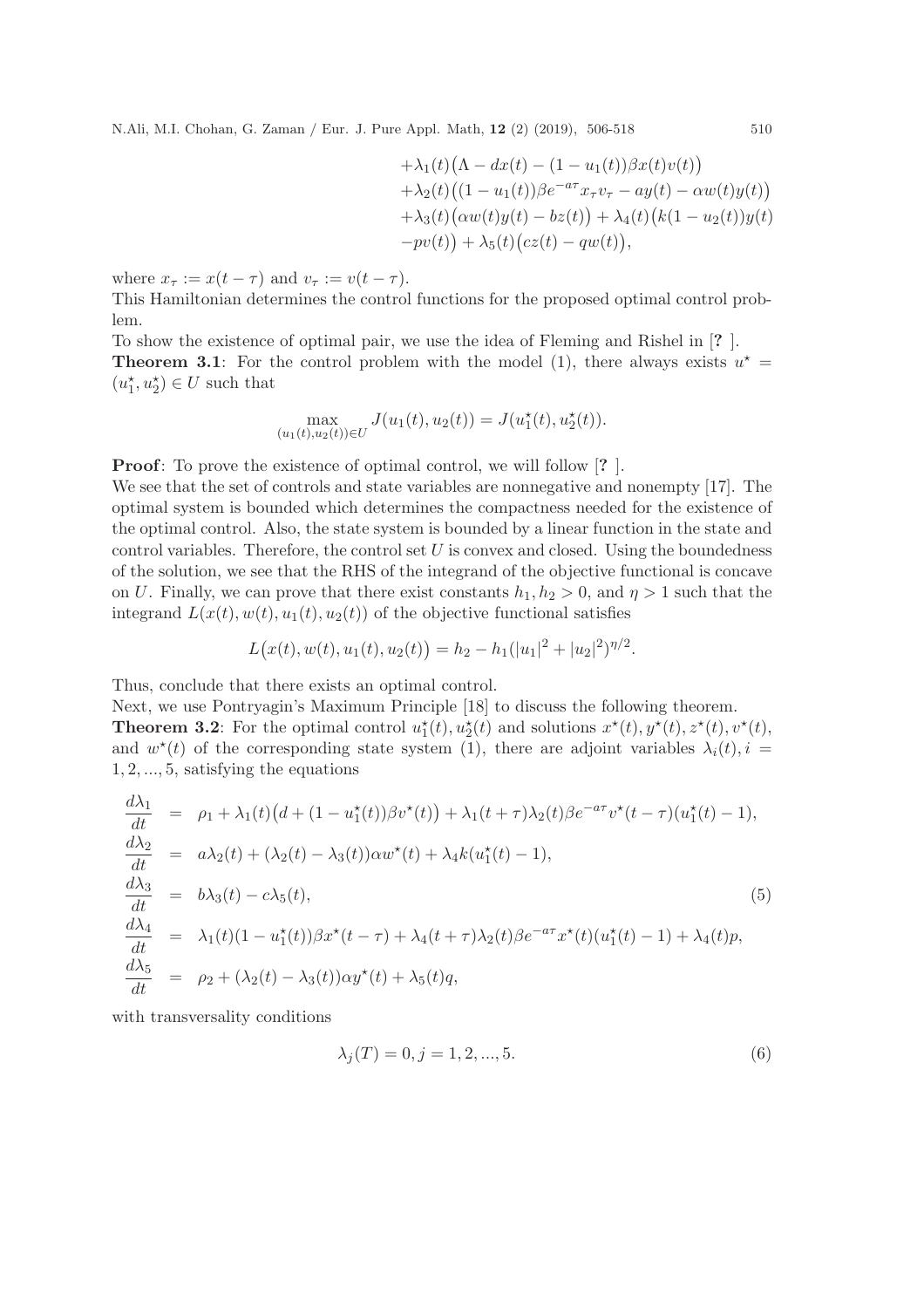$$
\begin{aligned}
&+\lambda_1(t)\big(\Lambda - dx(t) - (1-u_1(t))\beta x(t)v(t)\big) \\
&+\lambda_2(t)\big((1-u_1(t))\beta e^{-a\tau}x_\tau v_\tau - ay(t) - \alpha w(t)y(t)\big) \\
&+\lambda_3(t)\big(\alpha w(t)y(t) - bz(t)\big) + \lambda_4(t)\big(k(1-u_2(t))y(t) \\
&-pv(t)\big) + \lambda_5(t)\big(cz(t) - qw(t)\big),
\end{aligned}
$$

where $x_\tau := x(t-\tau)$ and $v_\tau := v(t-\tau)$.

This Hamiltonian determines the control functions for the proposed optimal control problem.

To show the existence of optimal pair, we use the idea of Fleming and Rishel in [? ].

**Theorem 3.1**: For the control problem with the model (1), there always exists $u^\star = (u_1^\star, u_2^\star) \in U$ such that

$$
\max_{(u_1(t),u_2(t))\in U} J(u_1(t), u_2(t)) = J(u_1^\star(t), u_2^\star(t)).
$$

**Proof**: To prove the existence of optimal control, we will follow [? ].

We see that the set of controls and state variables are nonnegative and nonempty [17]. The optimal system is bounded which determines the compactness needed for the existence of the optimal control. Also, the state system is bounded by a linear function in the state and control variables. Therefore, the control set $U$ is convex and closed. Using the boundedness of the solution, we see that the RHS of the integrand of the objective functional is concave on $U$. Finally, we can prove that there exist constants $h_1, h_2 > 0$, and $\eta > 1$ such that the integrand $L(x(t), w(t), u_1(t), u_2(t))$ of the objective functional satisfies

$$
L\big(x(t), w(t), u_1(t), u_2(t)\big) = h_2 - h_1(|u_1|^2 + |u_2|^2)^{\eta/2}.
$$

Thus, conclude that there exists an optimal control.

Next, we use Pontryagin's Maximum Principle [18] to discuss the following theorem.

**Theorem 3.2**: For the optimal control $u_1^\star(t), u_2^\star(t)$ and solutions $x^\star(t), y^\star(t), z^\star(t), v^\star(t)$, and $w^\star(t)$ of the corresponding state system (1), there are adjoint variables $\lambda_i(t), i = 1, 2, ..., 5$, satisfying the equations

$$
\begin{aligned}
\frac{d\lambda_1}{dt} &= \rho_1 + \lambda_1(t)\big(d + (1-u_1^\star(t))\beta v^\star(t)\big) + \lambda_1(t+\tau)\lambda_2(t)\beta e^{-a\tau}v^\star(t-\tau)(u_1^\star(t)-1), \\
\frac{d\lambda_2}{dt} &= a\lambda_2(t) + (\lambda_2(t) - \lambda_3(t))\alpha w^\star(t) + \lambda_4 k(u_1^\star(t)-1), \\
\frac{d\lambda_3}{dt} &= b\lambda_3(t) - c\lambda_5(t), \qquad\qquad (5) \\
\frac{d\lambda_4}{dt} &= \lambda_1(t)(1-u_1^\star(t))\beta x^\star(t-\tau) + \lambda_4(t+\tau)\lambda_2(t)\beta e^{-a\tau}x^\star(t)(u_1^\star(t)-1) + \lambda_4(t)p, \\
\frac{d\lambda_5}{dt} &= \rho_2 + (\lambda_2(t) - \lambda_3(t))\alpha y^\star(t) + \lambda_5(t)q,
\end{aligned}
$$

with transversality conditions

$$
\lambda_j(T) = 0, j = 1, 2, ..., 5. \qquad (6)
$$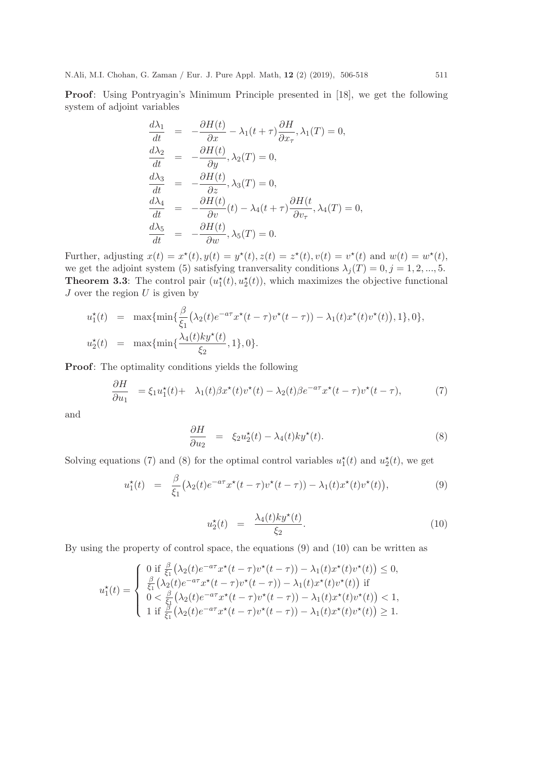**Proof**: Using Pontryagin's Minimum Principle presented in [18], we get the following system of adjoint variables

$$
\begin{aligned}
\frac{d\lambda_1}{dt} &= -\frac{\partial H(t)}{\partial x} - \lambda_1(t+\tau)\frac{\partial H}{\partial x_\tau}, \lambda_1(T) = 0, \\
\frac{d\lambda_2}{dt} &= -\frac{\partial H(t)}{\partial y}, \lambda_2(T) = 0, \\
\frac{d\lambda_3}{dt} &= -\frac{\partial H(t)}{\partial z}, \lambda_3(T) = 0, \\
\frac{d\lambda_4}{dt} &= -\frac{\partial H(t)}{\partial v}(t) - \lambda_4(t+\tau)\frac{\partial H(t}{\partial v_\tau}, \lambda_4(T) = 0, \\
\frac{d\lambda_5}{dt} &= -\frac{\partial H(t)}{\partial w}, \lambda_5(T) = 0.
\end{aligned}
$$

Further, adjusting $x(t) = x^\star(t), y(t) = y^\star(t), z(t) = z^\star(t), v(t) = v^\star(t)$ and $w(t) = w^\star(t)$, we get the adjoint system (5) satisfying tranversality conditions $\lambda_j(T) = 0, j = 1, 2, ..., 5$.

**Theorem 3.3**: The control pair $(u_1^\star(t), u_2^\star(t))$, which maximizes the objective functional $J$ over the region $U$ is given by

$$
\begin{aligned}
u_1^\star(t) &= \max\{\min\{\frac{\beta}{\xi_1}\big(\lambda_2(t)e^{-a\tau}x^\star(t-\tau)v^\star(t-\tau)) - \lambda_1(t)x^\star(t)v^\star(t)\big), 1\}, 0\}, \\
u_2^\star(t) &= \max\{\min\{\frac{\lambda_4(t)ky^\star(t)}{\xi_2}, 1\}, 0\}.
\end{aligned}
$$

**Proof**: The optimality conditions yields the following

$$
\frac{\partial H}{\partial u_1} = \xi_1 u_1^\star(t) + \lambda_1(t)\beta x^\star(t)v^\star(t) - \lambda_2(t)\beta e^{-a\tau}x^\star(t-\tau)v^\star(t-\tau), \tag{7}
$$

and

$$
\frac{\partial H}{\partial u_2} = \xi_2 u_2^\star(t) - \lambda_4(t)ky^\star(t). \tag{8}
$$

Solving equations (7) and (8) for the optimal control variables $u_1^\star(t)$ and $u_2^\star(t)$, we get

$$
u_1^\star(t) = \frac{\beta}{\xi_1}\big(\lambda_2(t)e^{-a\tau}x^\star(t-\tau)v^\star(t-\tau)) - \lambda_1(t)x^\star(t)v^\star(t)\big), \tag{9}
$$

$$
u_2^\star(t) = \frac{\lambda_4(t)ky^\star(t)}{\xi_2}. \tag{10}
$$

By using the property of control space, the equations (9) and (10) can be written as

$$
u_1^\star(t) = \begin{cases}
0 \text{ if } \frac{\beta}{\xi_1}\big(\lambda_2(t)e^{-a\tau}x^\star(t-\tau)v^\star(t-\tau)) - \lambda_1(t)x^\star(t)v^\star(t)\big) \leq 0, \\
\frac{\beta}{\xi_1}\big(\lambda_2(t)e^{-a\tau}x^\star(t-\tau)v^\star(t-\tau)) - \lambda_1(t)x^\star(t)v^\star(t)\big) \text{ if} \\
0 < \frac{\beta}{\xi_1}\big(\lambda_2(t)e^{-a\tau}x^\star(t-\tau)v^\star(t-\tau)) - \lambda_1(t)x^\star(t)v^\star(t)\big) < 1, \\
1 \text{ if } \frac{\beta}{\xi_1}\big(\lambda_2(t)e^{-a\tau}x^\star(t-\tau)v^\star(t-\tau)) - \lambda_1(t)x^\star(t)v^\star(t)\big) \geq 1.
\end{cases}
$$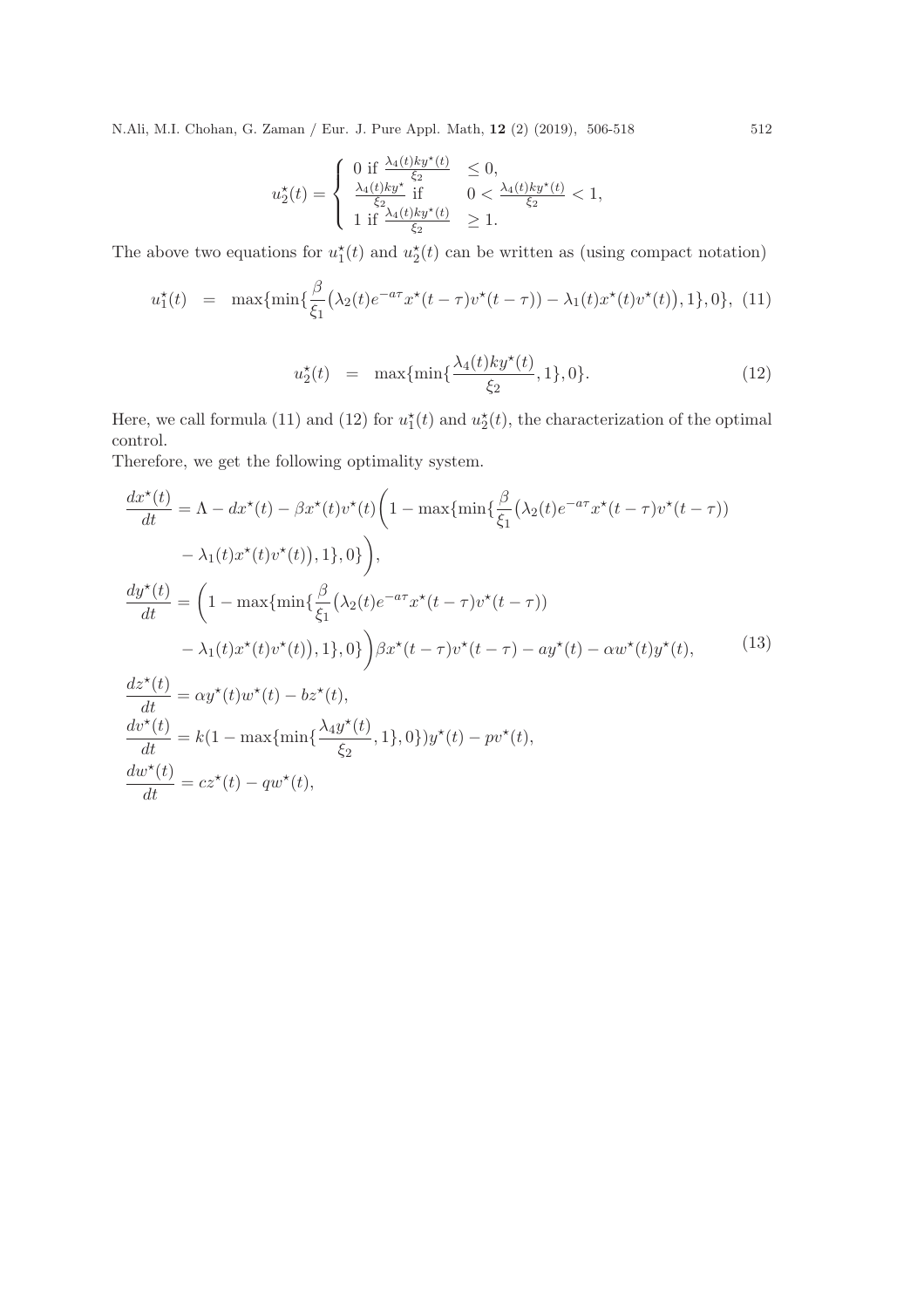$$
u_2^\star(t) = \begin{cases} 0 \text{ if } \frac{\lambda_4(t)ky^\star(t)}{\xi_2} & \leq 0, \\ \frac{\lambda_4(t)ky^\star}{\xi_2} \text{ if } & 0 < \frac{\lambda_4(t)ky^\star(t)}{\xi_2} < 1, \\ 1 \text{ if } \frac{\lambda_4(t)ky^\star(t)}{\xi_2} & \geq 1. \end{cases}
$$

The above two equations for $u_1^\star(t)$ and $u_2^\star(t)$ can be written as (using compact notation)

$$
u_1^\star(t) = \max\{\min\{\frac{\beta}{\xi_1}\big(\lambda_2(t)e^{-a\tau}x^\star(t-\tau)v^\star(t-\tau)) - \lambda_1(t)x^\star(t)v^\star(t)\big), 1\}, 0\}, \quad (11)
$$

$$
u_2^\star(t) = \max\{\min\{\frac{\lambda_4(t)ky^\star(t)}{\xi_2}, 1\}, 0\}. \quad (12)
$$

Here, we call formula (11) and (12) for $u_1^\star(t)$ and $u_2^\star(t)$, the characterization of the optimal control.

Therefore, we get the following optimality system.

$$
\begin{aligned}
\frac{dx^\star(t)}{dt} &= \Lambda - dx^\star(t) - \beta x^\star(t)v^\star(t)\bigg(1 - \max\{\min\{\frac{\beta}{\xi_1}\big(\lambda_2(t)e^{-a\tau}x^\star(t-\tau)v^\star(t-\tau)) \\
&\quad - \lambda_1(t)x^\star(t)v^\star(t)\big), 1\}, 0\}\bigg), \\
\frac{dy^\star(t)}{dt} &= \bigg(1 - \max\{\min\{\frac{\beta}{\xi_1}\big(\lambda_2(t)e^{-a\tau}x^\star(t-\tau)v^\star(t-\tau)) \\
&\quad - \lambda_1(t)x^\star(t)v^\star(t)\big), 1\}, 0\}\bigg)\beta x^\star(t-\tau)v^\star(t-\tau) - ay^\star(t) - \alpha w^\star(t)y^\star(t), \\
\frac{dz^\star(t)}{dt} &= \alpha y^\star(t)w^\star(t) - bz^\star(t), \\
\frac{dv^\star(t)}{dt} &= k(1 - \max\{\min\{\frac{\lambda_4 y^\star(t)}{\xi_2}, 1\}, 0\})y^\star(t) - pv^\star(t), \\
\frac{dw^\star(t)}{dt} &= cz^\star(t) - qw^\star(t),
\end{aligned} \quad (13)
$$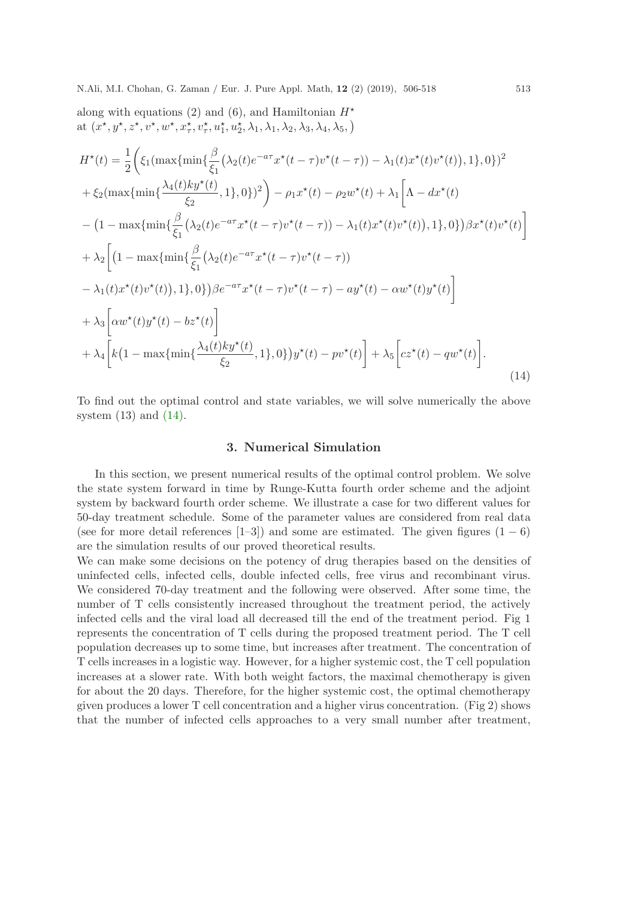along with equations (2) and (6), and Hamiltonian $H^\star$ at $(x^\star, y^\star, z^\star, v^\star, w^\star, x^\star_\tau, v^\star_\tau, u^\star_1, u^\star_2, \lambda_1, \lambda_1, \lambda_2, \lambda_3, \lambda_4, \lambda_5, )$

$$
\begin{aligned}
H^\star(t) &= \frac{1}{2}\bigg( \xi_1 (\max\{\min\{\frac{\beta}{\xi_1}\big(\lambda_2(t)e^{-a\tau}x^\star(t-\tau)v^\star(t-\tau)) - \lambda_1(t)x^\star(t)v^\star(t)\big), 1\}, 0\})^2 \\
&+ \xi_2 (\max\{\min\{\frac{\lambda_4(t)ky^\star(t)}{\xi_2}, 1\}, 0\})^2 \bigg) - \rho_1 x^\star(t) - \rho_2 w^\star(t) + \lambda_1 \bigg[ \Lambda - dx^\star(t) \\
&- \big(1 - \max\{\min\{\frac{\beta}{\xi_1}\big(\lambda_2(t)e^{-a\tau}x^\star(t-\tau)v^\star(t-\tau)) - \lambda_1(t)x^\star(t)v^\star(t)\big), 1\}, 0\}\big)\beta x^\star(t)v^\star(t) \bigg] \\
&+ \lambda_2 \bigg[ \big(1 - \max\{\min\{\frac{\beta}{\xi_1}\big(\lambda_2(t)e^{-a\tau}x^\star(t-\tau)v^\star(t-\tau)) \\
&- \lambda_1(t)x^\star(t)v^\star(t)\big), 1\}, 0\}\big)\beta e^{-a\tau}x^\star(t-\tau)v^\star(t-\tau) - ay^\star(t) - \alpha w^\star(t)y^\star(t) \bigg] \\
&+ \lambda_3 \bigg[ \alpha w^\star(t)y^\star(t) - bz^\star(t) \bigg] \\
&+ \lambda_4 \bigg[ k\big(1 - \max\{\min\{\frac{\lambda_4(t)ky^\star(t)}{\xi_2}, 1\}, 0\}\big)y^\star(t) - pv^\star(t) \bigg] + \lambda_5 \bigg[ cz^\star(t) - qw^\star(t) \bigg].
\end{aligned}
\tag{14}
$$

To find out the optimal control and state variables, we will solve numerically the above system (13) and (14).

## 3. Numerical Simulation

In this section, we present numerical results of the optimal control problem. We solve the state system forward in time by Runge-Kutta fourth order scheme and the adjoint system by backward fourth order scheme. We illustrate a case for two different values for 50-day treatment schedule. Some of the parameter values are considered from real data (see for more detail references [1–3]) and some are estimated. The given figures $(1-6)$ are the simulation results of our proved theoretical results.

We can make some decisions on the potency of drug therapies based on the densities of uninfected cells, infected cells, double infected cells, free virus and recombinant virus. We considered 70-day treatment and the following were observed. After some time, the number of T cells consistently increased throughout the treatment period, the actively infected cells and the viral load all decreased till the end of the treatment period. Fig 1 represents the concentration of T cells during the proposed treatment period. The T cell population decreases up to some time, but increases after treatment. The concentration of T cells increases in a logistic way. However, for a higher systemic cost, the T cell population increases at a slower rate. With both weight factors, the maximal chemotherapy is given for about the 20 days. Therefore, for the higher systemic cost, the optimal chemotherapy given produces a lower T cell concentration and a higher virus concentration. (Fig 2) shows that the number of infected cells approaches to a very small number after treatment,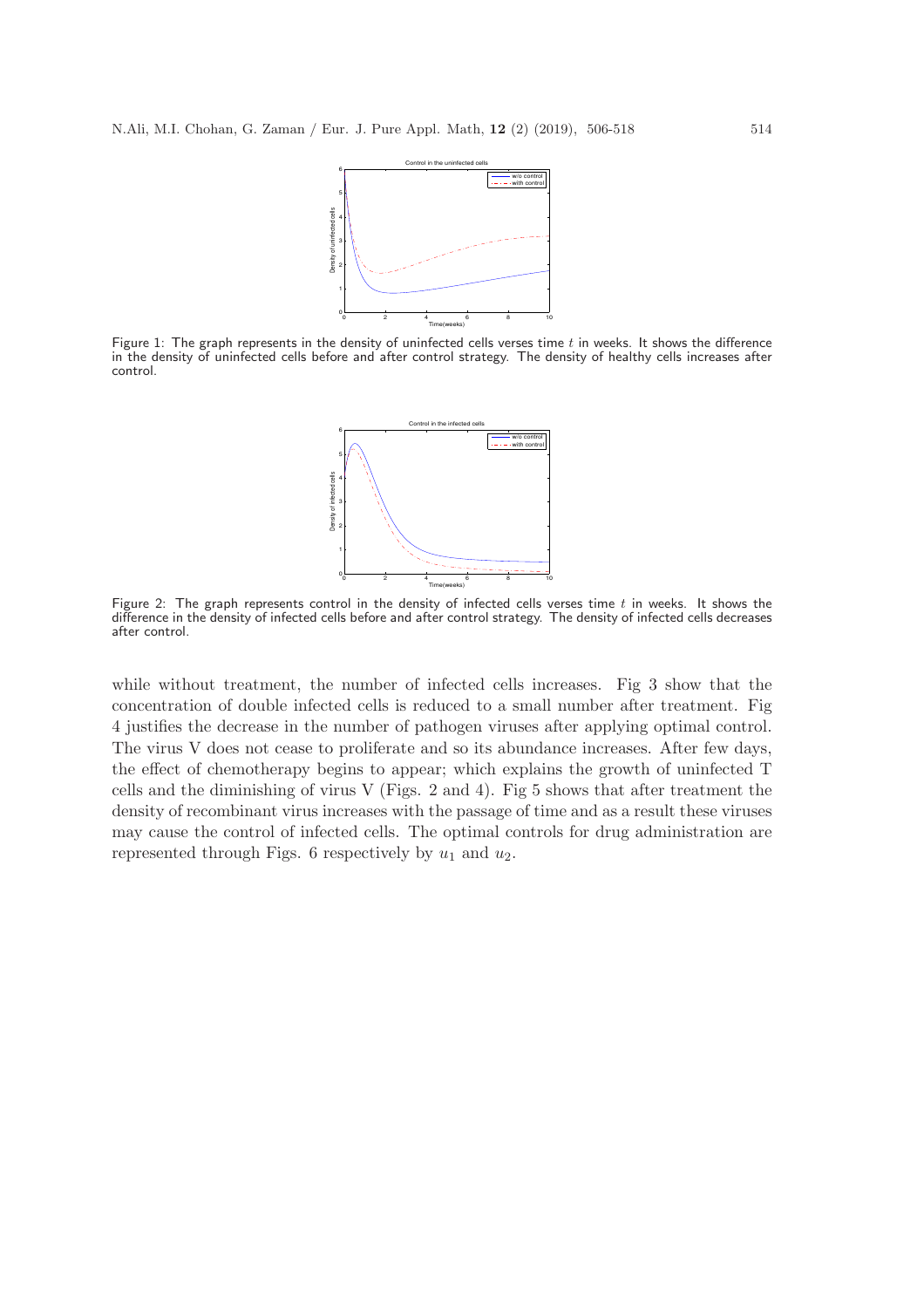Figure 1: The graph represents in the density of uninfected cells verses time $t$ in weeks. It shows the difference in the density of uninfected cells before and after control strategy. The density of healthy cells increases after control.

Figure 2: The graph represents control in the density of infected cells verses time $t$ in weeks. It shows the difference in the density of infected cells before and after control strategy. The density of infected cells decreases after control.

while without treatment, the number of infected cells increases. Fig 3 show that the concentration of double infected cells is reduced to a small number after treatment. Fig 4 justifies the decrease in the number of pathogen viruses after applying optimal control. The virus V does not cease to proliferate and so its abundance increases. After few days, the effect of chemotherapy begins to appear; which explains the growth of uninfected T cells and the diminishing of virus V (Figs. 2 and 4). Fig 5 shows that after treatment the density of recombinant virus increases with the passage of time and as a result these viruses may cause the control of infected cells. The optimal controls for drug administration are represented through Figs. 6 respectively by $u_1$ and $u_2$.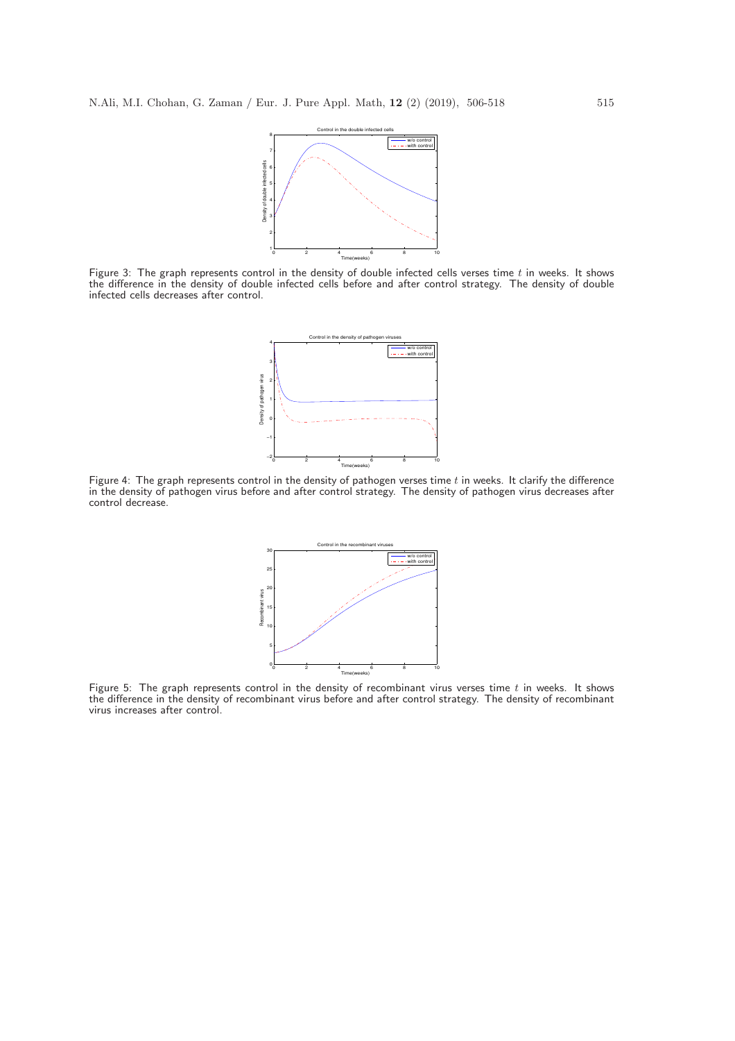Figure 3: The graph represents control in the density of double infected cells verses time $t$ in weeks. It shows the difference in the density of double infected cells before and after control strategy. The density of double infected cells decreases after control.

Figure 4: The graph represents control in the density of pathogen verses time $t$ in weeks. It clarify the difference in the density of pathogen virus before and after control strategy. The density of pathogen virus decreases after control decrease.

Figure 5: The graph represents control in the density of recombinant virus verses time $t$ in weeks. It shows the difference in the density of recombinant virus before and after control strategy. The density of recombinant virus increases after control.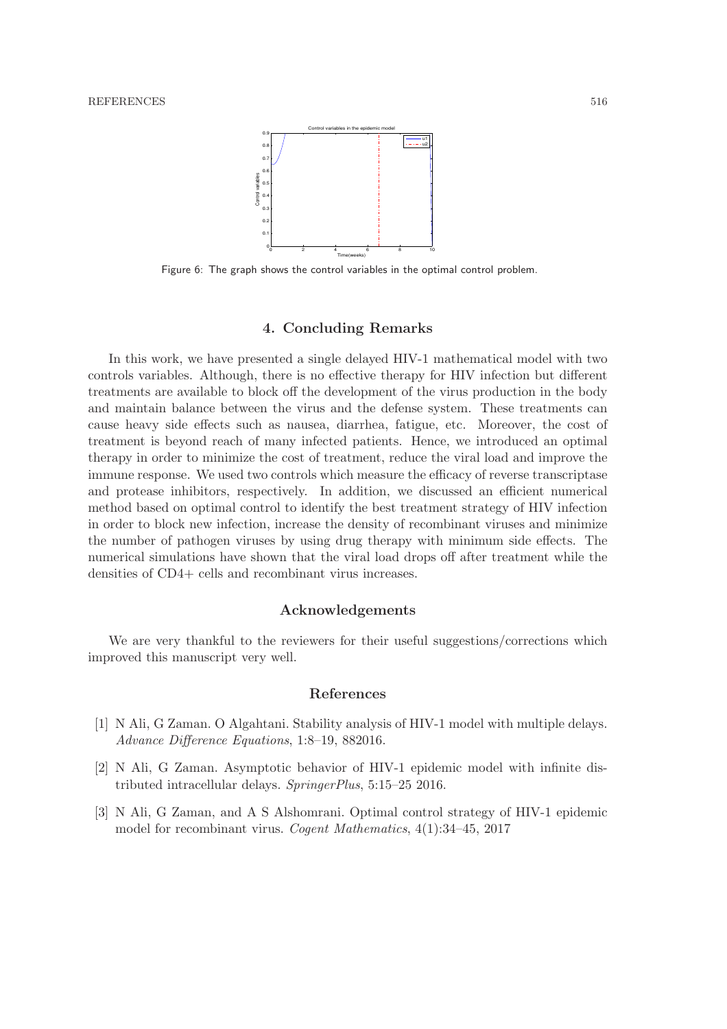Figure 6: The graph shows the control variables in the optimal control problem.

## 4. Concluding Remarks

In this work, we have presented a single delayed HIV-1 mathematical model with two controls variables. Although, there is no effective therapy for HIV infection but different treatments are available to block off the development of the virus production in the body and maintain balance between the virus and the defense system. These treatments can cause heavy side effects such as nausea, diarrhea, fatigue, etc. Moreover, the cost of treatment is beyond reach of many infected patients. Hence, we introduced an optimal therapy in order to minimize the cost of treatment, reduce the viral load and improve the immune response. We used two controls which measure the efficacy of reverse transcriptase and protease inhibitors, respectively. In addition, we discussed an efficient numerical method based on optimal control to identify the best treatment strategy of HIV infection in order to block new infection, increase the density of recombinant viruses and minimize the number of pathogen viruses by using drug therapy with minimum side effects. The numerical simulations have shown that the viral load drops off after treatment while the densities of CD4+ cells and recombinant virus increases.

## Acknowledgements

We are very thankful to the reviewers for their useful suggestions/corrections which improved this manuscript very well.

## References

[1] N Ali, G Zaman. O Algahtani. Stability analysis of HIV-1 model with multiple delays. *Advance Difference Equations*, 1:8–19, 882016.

[2] N Ali, G Zaman. Asymptotic behavior of HIV-1 epidemic model with infinite distributed intracellular delays. *SpringerPlus*, 5:15–25 2016.

[3] N Ali, G Zaman, and A S Alshomrani. Optimal control strategy of HIV-1 epidemic model for recombinant virus. *Cogent Mathematics*, 4(1):34–45, 2017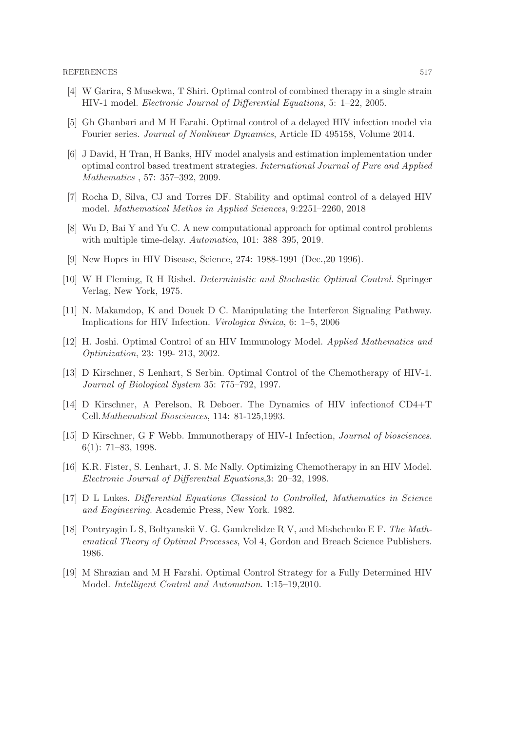[4] W Garira, S Musekwa, T Shiri. Optimal control of combined therapy in a single strain HIV-1 model. *Electronic Journal of Differential Equations*, 5: 1–22, 2005.

[5] Gh Ghanbari and M H Farahi. Optimal control of a delayed HIV infection model via Fourier series. *Journal of Nonlinear Dynamics*, Article ID 495158, Volume 2014.

[6] J David, H Tran, H Banks, HIV model analysis and estimation implementation under optimal control based treatment strategies. *International Journal of Pure and Applied Mathematics* , 57: 357–392, 2009.

[7] Rocha D, Silva, CJ and Torres DF. Stability and optimal control of a delayed HIV model. *Mathematical Methos in Applied Sciences*, 9:2251–2260, 2018

[8] Wu D, Bai Y and Yu C. A new computational approach for optimal control problems with multiple time-delay. *Automatica*, 101: 388–395, 2019.

[9] New Hopes in HIV Disease, Science, 274: 1988-1991 (Dec.,20 1996).

[10] W H Fleming, R H Rishel. *Deterministic and Stochastic Optimal Control*. Springer Verlag, New York, 1975.

[11] N. Makamdop, K and Douek D C. Manipulating the Interferon Signaling Pathway. Implications for HIV Infection. *Virologica Sinica*, 6: 1–5, 2006

[12] H. Joshi. Optimal Control of an HIV Immunology Model. *Applied Mathematics and Optimization*, 23: 199- 213, 2002.

[13] D Kirschner, S Lenhart, S Serbin. Optimal Control of the Chemotherapy of HIV-1. *Journal of Biological System* 35: 775–792, 1997.

[14] D Kirschner, A Perelson, R Deboer. The Dynamics of HIV infectionof CD4+T Cell.*Mathematical Biosciences*, 114: 81-125,1993.

[15] D Kirschner, G F Webb. Immunotherapy of HIV-1 Infection, *Journal of biosciences*. 6(1): 71–83, 1998.

[16] K.R. Fister, S. Lenhart, J. S. Mc Nally. Optimizing Chemotherapy in an HIV Model. *Electronic Journal of Differential Equations*,3: 20–32, 1998.

[17] D L Lukes. *Differential Equations Classical to Controlled, Mathematics in Science and Engineering*. Academic Press, New York. 1982.

[18] Pontryagin L S, Boltyanskii V. G. Gamkrelidze R V, and Mishchenko E F. *The Mathematical Theory of Optimal Processes*, Vol 4, Gordon and Breach Science Publishers. 1986.

[19] M Shrazian and M H Farahi. Optimal Control Strategy for a Fully Determined HIV Model. *Intelligent Control and Automation*. 1:15–19,2010.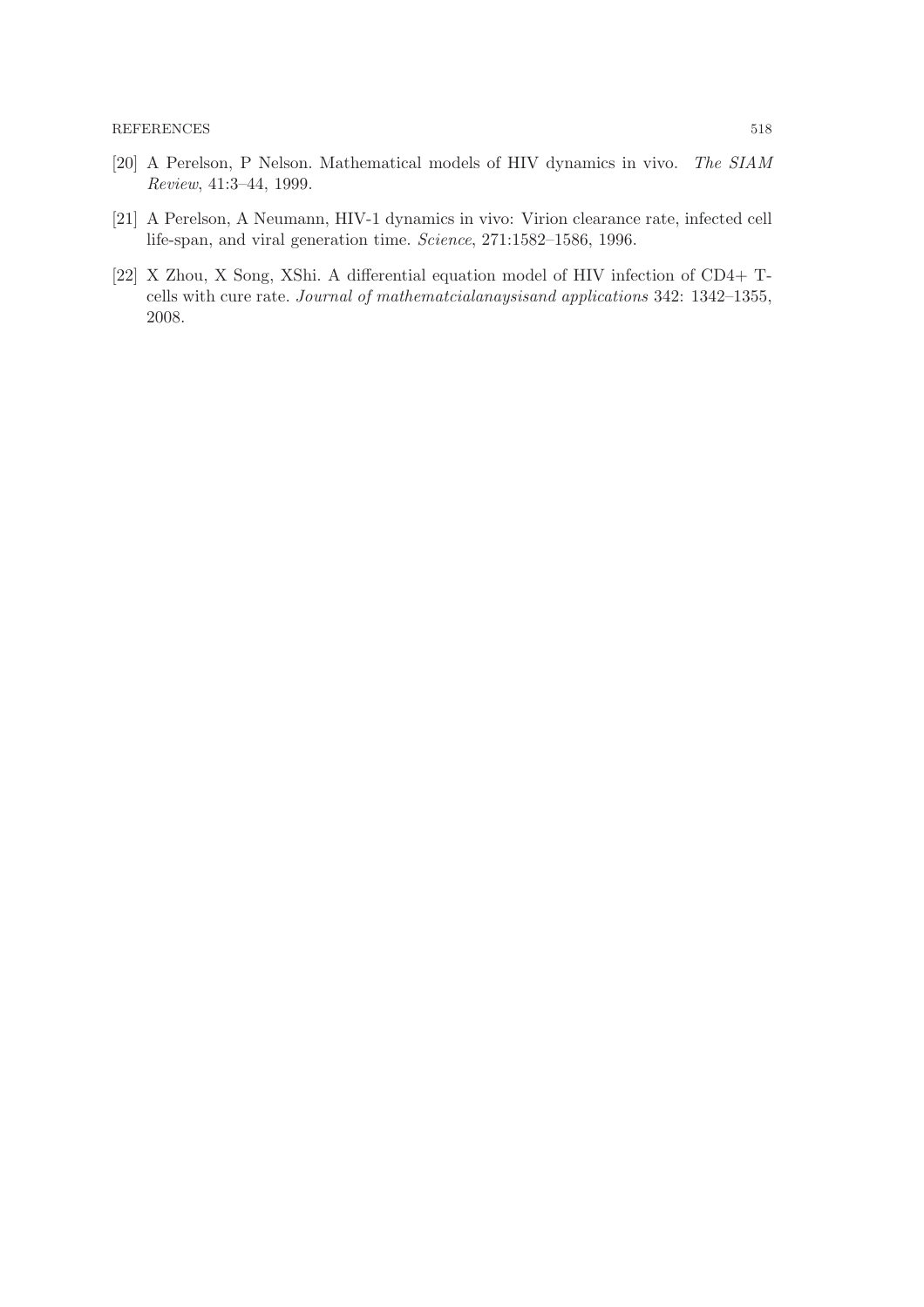[20] A Perelson, P Nelson. Mathematical models of HIV dynamics in vivo. *The SIAM Review*, 41:3–44, 1999.

[21] A Perelson, A Neumann, HIV-1 dynamics in vivo: Virion clearance rate, infected cell life-span, and viral generation time. *Science*, 271:1582–1586, 1996.

[22] X Zhou, X Song, XShi. A differential equation model of HIV infection of CD4+ T-cells with cure rate. *Journal of mathematcialanaysisand applications* 342: 1342–1355, 2008.